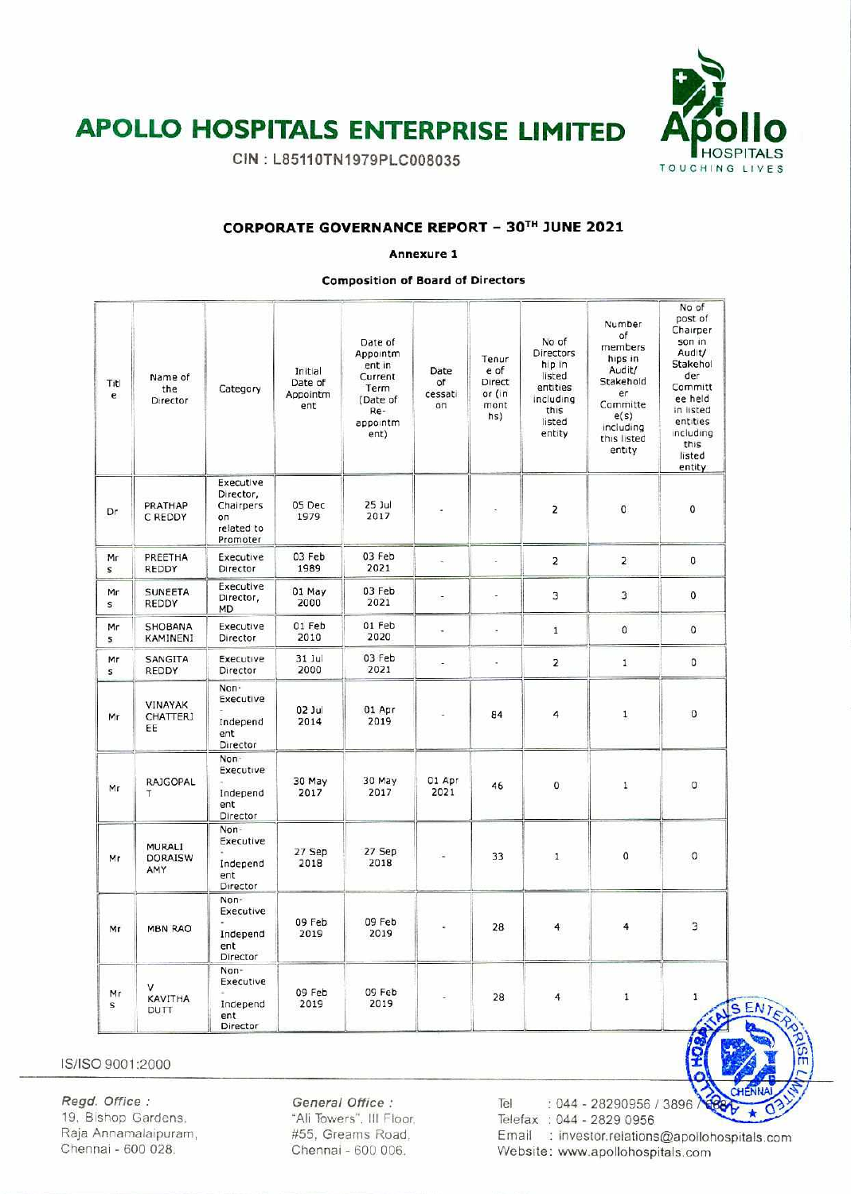# APOLLO HOSPITALS ENTERPRISE LIMITED

CIN : L85110TN1979PLC008035

## CORPORATE GOVERNANCE REPORT – 30TH JUNE 2021

### Annexure 1

#### Composition of Board of Directors

| Title | Name of the Director | Category | Initial Date of Appointment | Date of Appointment in Current Term (Date of Re-appointment) | Date of cessation | Tenure of Directorship (in months) | No of Directorship in listed entities including this listed entity | Number of memberships in Audit/ Stakeholder Committee(s) including this listed entity | No of post of Chairperson in Audit/ Stakeholder Committee held in listed entities including this listed entity |
|---|---|---|---|---|---|---|---|---|---|
| Dr | PRATHAP C REDDY | Executive Director, Chairperson related to Promoter | 05 Dec 1979 | 25 Jul 2017 | - | - | 2 | 0 | 0 |
| Mrs | PREETHA REDDY | Executive Director | 03 Feb 1989 | 03 Feb 2021 | - | - | 2 | 2 | 0 |
| Mrs | SUNEETA REDDY | Executive Director, MD | 01 May 2000 | 03 Feb 2021 | - | - | 3 | 3 | 0 |
| Mrs | SHOBANA KAMINENI | Executive Director | 01 Feb 2010 | 01 Feb 2020 | - | - | 1 | 0 | 0 |
| Mrs | SANGITA REDDY | Executive Director | 31 Jul 2000 | 03 Feb 2021 | - | - | 2 | 1 | 0 |
| Mr | VINAYAK CHATTERJEE | Non-Executive - Independent Director | 02 Jul 2014 | 01 Apr 2019 | - | 84 | 4 | 1 | 0 |
| Mr | RAJGOPAL T | Non-Executive - Independent Director | 30 May 2017 | 30 May 2017 | 01 Apr 2021 | 46 | 0 | 1 | 0 |
| Mr | MURALI DORAISWAMY | Non-Executive - Independent Director | 27 Sep 2018 | 27 Sep 2018 | - | 33 | 1 | 0 | 0 |
| Mr | MBN RAO | Non-Executive - Independent Director | 09 Feb 2019 | 09 Feb 2019 | - | 28 | 4 | 4 | 3 |
| Mrs | V KAVITHA DUTT | Non-Executive - Independent Director | 09 Feb 2019 | 09 Feb 2019 | - | 28 | 4 | 1 | 1 |

IS/ISO 9001:2000

*Regd. Office :*
19, Bishop Gardens,
Raja Annamalaipuram,
Chennai - 600 028.

*General Office :*
"Ali Towers", III Floor,
#55, Greams Road,
Chennai - 600 006.

Tel : 044 - 28290956 / 3896 / 6681
Telefax : 044 - 2829 0956
Email : investor.relations@apollohospitals.com
Website: www.apollohospitals.com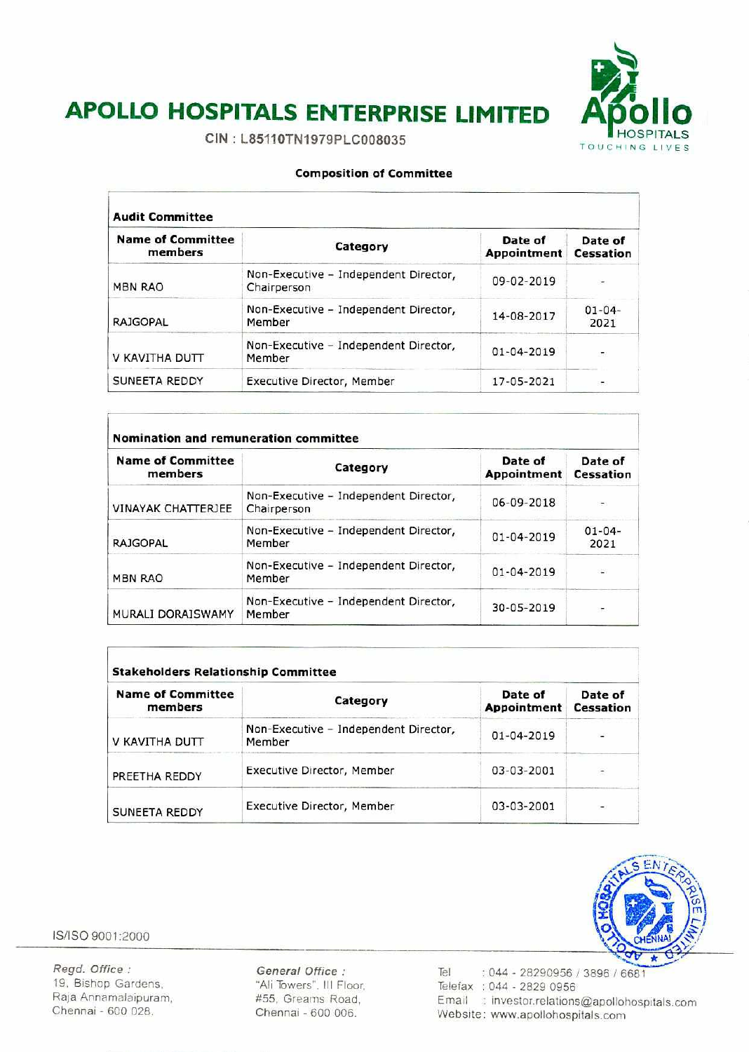# APOLLO HOSPITALS ENTERPRISE LIMITED

CIN : L85110TN1979PLC008035

### Composition of Committee

**Audit Committee**

| Name of Committee members | Category | Date of Appointment | Date of Cessation |
|---|---|---|---|
| MBN RAO | Non-Executive - Independent Director, Chairperson | 09-02-2019 | - |
| RAJGOPAL | Non-Executive - Independent Director, Member | 14-08-2017 | 01-04-2021 |
| V KAVITHA DUTT | Non-Executive - Independent Director, Member | 01-04-2019 | - |
| SUNEETA REDDY | Executive Director, Member | 17-05-2021 | - |

**Nomination and remuneration committee**

| Name of Committee members | Category | Date of Appointment | Date of Cessation |
|---|---|---|---|
| VINAYAK CHATTERJEE | Non-Executive - Independent Director, Chairperson | 06-09-2018 | - |
| RAJGOPAL | Non-Executive - Independent Director, Member | 01-04-2019 | 01-04-2021 |
| MBN RAO | Non-Executive - Independent Director, Member | 01-04-2019 | - |
| MURALI DORAISWAMY | Non-Executive - Independent Director, Member | 30-05-2019 | - |

**Stakeholders Relationship Committee**

| Name of Committee members | Category | Date of Appointment | Date of Cessation |
|---|---|---|---|
| V KAVITHA DUTT | Non-Executive - Independent Director, Member | 01-04-2019 | - |
| PREETHA REDDY | Executive Director, Member | 03-03-2001 | - |
| SUNEETA REDDY | Executive Director, Member | 03-03-2001 | - |

IS/ISO 9001:2000

*Regd. Office :*
19, Bishop Gardens,
Raja Annamalaipuram,
Chennai - 600 028.

*General Office :*
"Ali Towers", III Floor,
#55, Greams Road,
Chennai - 600 006.

Tel : 044 - 28290956 / 3896 / 6681
Telefax : 044 - 2829 0956
Email : investor.relations@apollohospitals.com
Website: www.apollohospitals.com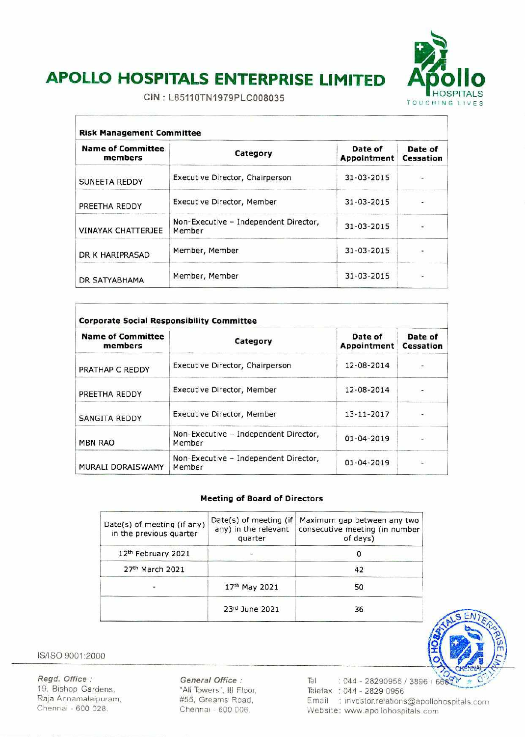# APOLLO HOSPITALS ENTERPRISE LIMITED

CIN : L85110TN1979PLC008035

| Risk Management Committee | | | |
|---|---|---|---|
| **Name of Committee members** | **Category** | **Date of Appointment** | **Date of Cessation** |
| SUNEETA REDDY | Executive Director, Chairperson | 31-03-2015 | - |
| PREETHA REDDY | Executive Director, Member | 31-03-2015 | - |
| VINAYAK CHATTERJEE | Non-Executive - Independent Director, Member | 31-03-2015 | - |
| DR K HARIPRASAD | Member, Member | 31-03-2015 | - |
| DR SATYABHAMA | Member, Member | 31-03-2015 | - |

| Corporate Social Responsibility Committee | | | |
|---|---|---|---|
| **Name of Committee members** | **Category** | **Date of Appointment** | **Date of Cessation** |
| PRATHAP C REDDY | Executive Director, Chairperson | 12-08-2014 | - |
| PREETHA REDDY | Executive Director, Member | 12-08-2014 | - |
| SANGITA REDDY | Executive Director, Member | 13-11-2017 | - |
| MBN RAO | Non-Executive - Independent Director, Member | 01-04-2019 | - |
| MURALI DORAISWAMY | Non-Executive - Independent Director, Member | 01-04-2019 | - |

**Meeting of Board of Directors**

| Date(s) of meeting (if any) in the previous quarter | Date(s) of meeting (if any) in the relevant quarter | Maximum gap between any two consecutive meeting (in number of days) |
|---|---|---|
| 12th February 2021 | - | 0 |
| 27th March 2021 | | 42 |
| - | 17th May 2021 | 50 |
| | 23rd June 2021 | 36 |

IS/ISO 9001:2000

*Regd. Office :* 19, Bishop Gardens, Raja Annamalaipuram, Chennai - 600 028.

*General Office :* "Ali Towers", III Floor, #55, Greams Road, Chennai - 600 006.

Tel : 044 - 28290956 / 3896 / 6681
Telefax : 044 - 2829 0956
Email : investor.relations@apollohospitals.com
Website: www.apollohospitals.com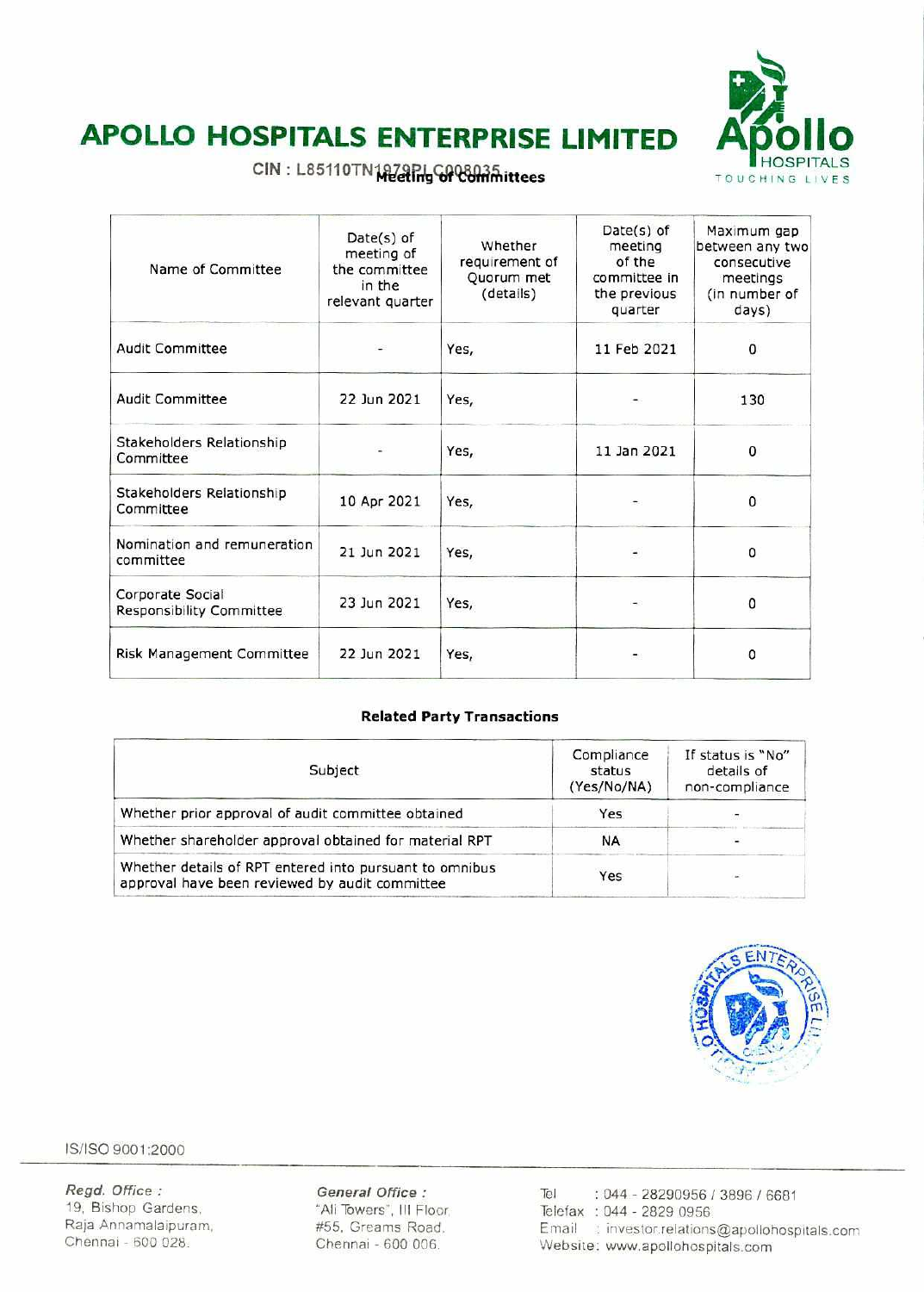# APOLLO HOSPITALS ENTERPRISE LIMITED

CIN : L85110TN1979PLC008035

## Meeting of Committees

| Name of Committee | Date(s) of meeting of the committee in the relevant quarter | Whether requirement of Quorum met (details) | Date(s) of meeting of the committee in the previous quarter | Maximum gap between any two consecutive meetings (in number of days) |
|---|---|---|---|---|
| Audit Committee | - | Yes, | 11 Feb 2021 | 0 |
| Audit Committee | 22 Jun 2021 | Yes, | - | 130 |
| Stakeholders Relationship Committee | - | Yes, | 11 Jan 2021 | 0 |
| Stakeholders Relationship Committee | 10 Apr 2021 | Yes, | - | 0 |
| Nomination and remuneration committee | 21 Jun 2021 | Yes, | - | 0 |
| Corporate Social Responsibility Committee | 23 Jun 2021 | Yes, | - | 0 |
| Risk Management Committee | 22 Jun 2021 | Yes, | - | 0 |

**Related Party Transactions**

| Subject | Compliance status (Yes/No/NA) | If status is "No" details of non-compliance |
|---|---|---|
| Whether prior approval of audit committee obtained | Yes | - |
| Whether shareholder approval obtained for material RPT | NA | - |
| Whether details of RPT entered into pursuant to omnibus approval have been reviewed by audit committee | Yes | - |

IS/ISO 9001:2000

*Regd. Office :* 19, Bishop Gardens, Raja Annamalaipuram, Chennai - 600 028.

*General Office :* "Ali Towers", III Floor, #55, Greams Road, Chennai - 600 006.

Tel : 044 - 28290956 / 3896 / 6681
Telefax : 044 - 2829 0956
Email : investor.relations@apollohospitals.com
Website: www.apollohospitals.com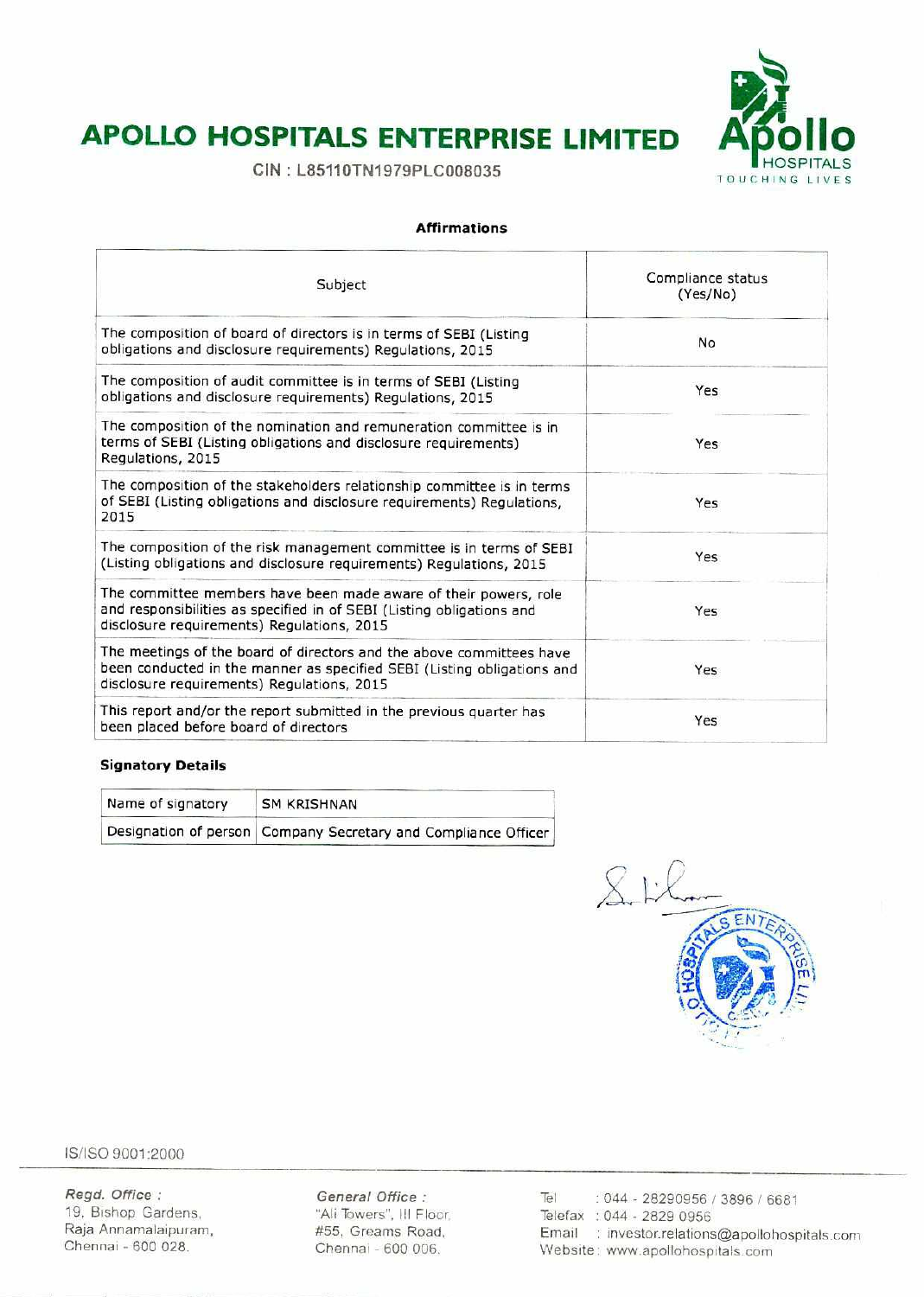# APOLLO HOSPITALS ENTERPRISE LIMITED

CIN : L85110TN1979PLC008035

### Affirmations

| Subject | Compliance status (Yes/No) |
|---|---|
| The composition of board of directors is in terms of SEBI (Listing obligations and disclosure requirements) Regulations, 2015 | No |
| The composition of audit committee is in terms of SEBI (Listing obligations and disclosure requirements) Regulations, 2015 | Yes |
| The composition of the nomination and remuneration committee is in terms of SEBI (Listing obligations and disclosure requirements) Regulations, 2015 | Yes |
| The composition of the stakeholders relationship committee is in terms of SEBI (Listing obligations and disclosure requirements) Regulations, 2015 | Yes |
| The composition of the risk management committee is in terms of SEBI (Listing obligations and disclosure requirements) Regulations, 2015 | Yes |
| The committee members have been made aware of their powers, role and responsibilities as specified in of SEBI (Listing obligations and disclosure requirements) Regulations, 2015 | Yes |
| The meetings of the board of directors and the above committees have been conducted in the manner as specified SEBI (Listing obligations and disclosure requirements) Regulations, 2015 | Yes |
| This report and/or the report submitted in the previous quarter has been placed before board of directors | Yes |

**Signatory Details**

| | |
|---|---|
| Name of signatory | SM KRISHNAN |
| Designation of person | Company Secretary and Compliance Officer |

IS/ISO 9001:2000

*Regd. Office :*
19, Bishop Gardens,
Raja Annamalaipuram,
Chennai - 600 028.

*General Office :*
"Ali Towers", III Floor,
#55, Greams Road,
Chennai - 600 006.

Tel : 044 - 28290956 / 3896 / 6681
Telefax : 044 - 2829 0956
Email : investor.relations@apollohospitals.com
Website : www.apollohospitals.com